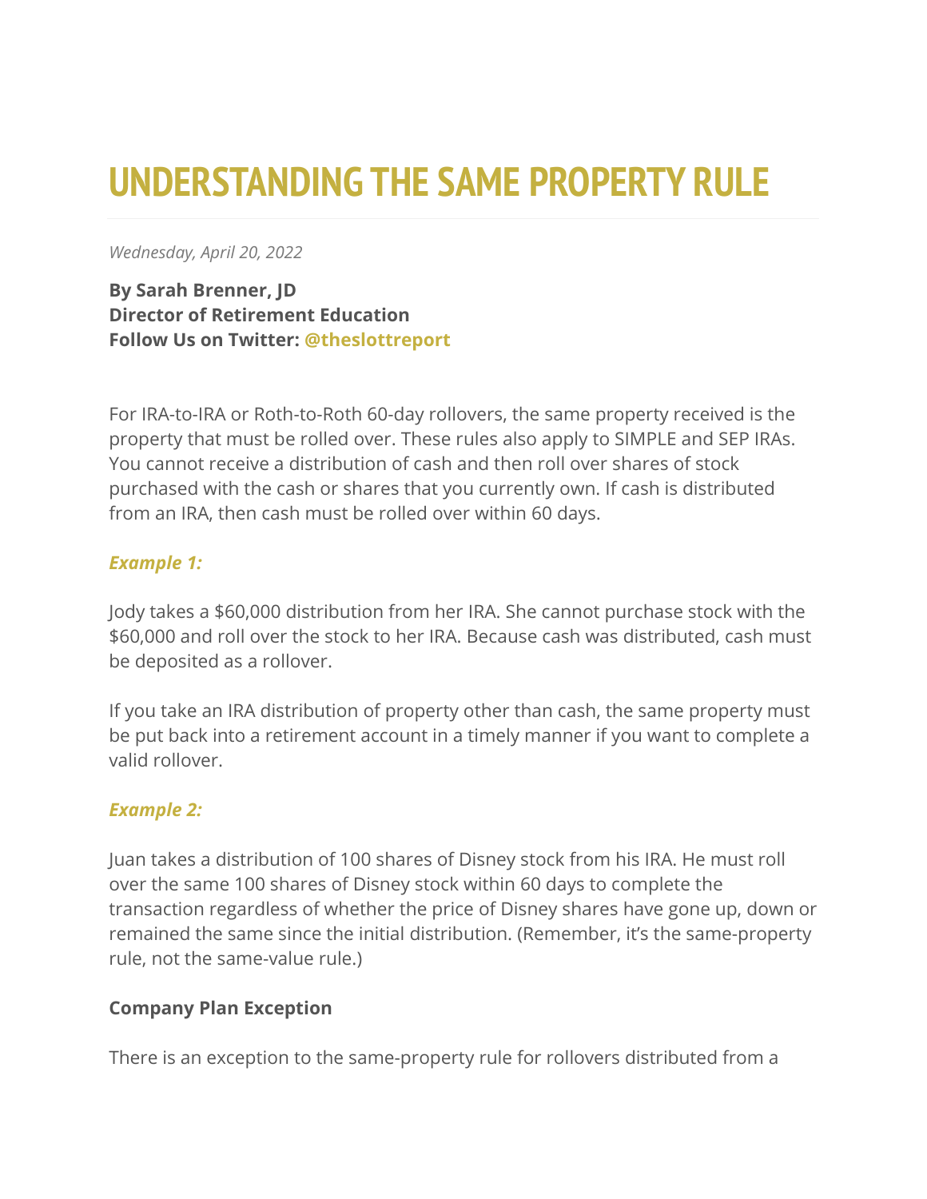# UNDERSTANDING THE SAME PROPERTY RULE

*Wednesday, April 20, 2022*

**By Sarah Brenner, JD**
**Director of Retirement Education**
**Follow Us on Twitter: @theslottreport**

For IRA-to-IRA or Roth-to-Roth 60-day rollovers, the same property received is the property that must be rolled over. These rules also apply to SIMPLE and SEP IRAs. You cannot receive a distribution of cash and then roll over shares of stock purchased with the cash or shares that you currently own. If cash is distributed from an IRA, then cash must be rolled over within 60 days.

***Example 1:***

Jody takes a $60,000 distribution from her IRA. She cannot purchase stock with the $60,000 and roll over the stock to her IRA. Because cash was distributed, cash must be deposited as a rollover.

If you take an IRA distribution of property other than cash, the same property must be put back into a retirement account in a timely manner if you want to complete a valid rollover.

***Example 2:***

Juan takes a distribution of 100 shares of Disney stock from his IRA. He must roll over the same 100 shares of Disney stock within 60 days to complete the transaction regardless of whether the price of Disney shares have gone up, down or remained the same since the initial distribution. (Remember, it's the same-property rule, not the same-value rule.)

**Company Plan Exception**

There is an exception to the same-property rule for rollovers distributed from a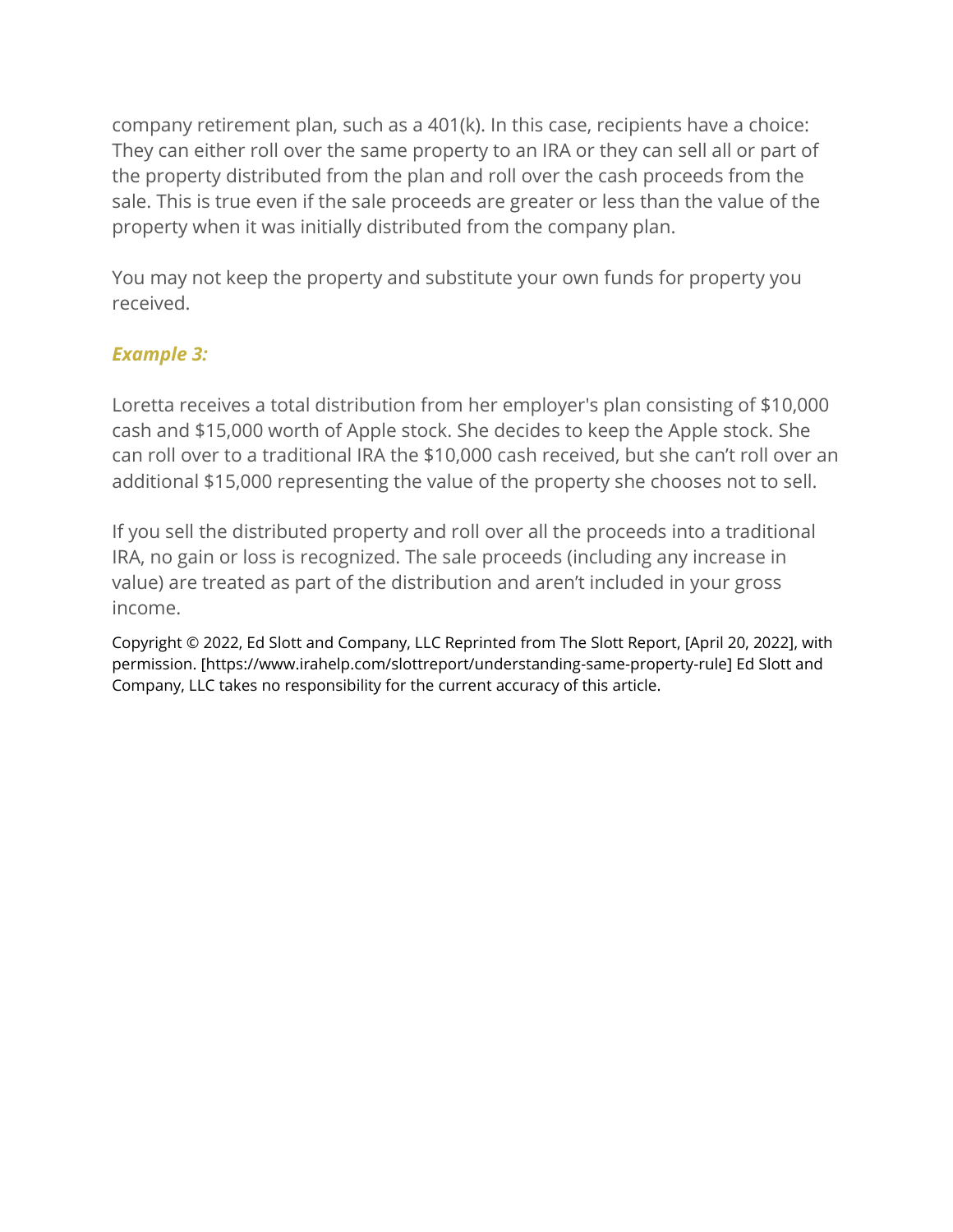company retirement plan, such as a 401(k). In this case, recipients have a choice: They can either roll over the same property to an IRA or they can sell all or part of the property distributed from the plan and roll over the cash proceeds from the sale. This is true even if the sale proceeds are greater or less than the value of the property when it was initially distributed from the company plan.

You may not keep the property and substitute your own funds for property you received.

***Example 3:***

Loretta receives a total distribution from her employer's plan consisting of $10,000 cash and $15,000 worth of Apple stock. She decides to keep the Apple stock. She can roll over to a traditional IRA the $10,000 cash received, but she can't roll over an additional $15,000 representing the value of the property she chooses not to sell.

If you sell the distributed property and roll over all the proceeds into a traditional IRA, no gain or loss is recognized. The sale proceeds (including any increase in value) are treated as part of the distribution and aren't included in your gross income.

Copyright © 2022, Ed Slott and Company, LLC Reprinted from The Slott Report, [April 20, 2022], with permission. [https://www.irahelp.com/slottreport/understanding-same-property-rule] Ed Slott and Company, LLC takes no responsibility for the current accuracy of this article.